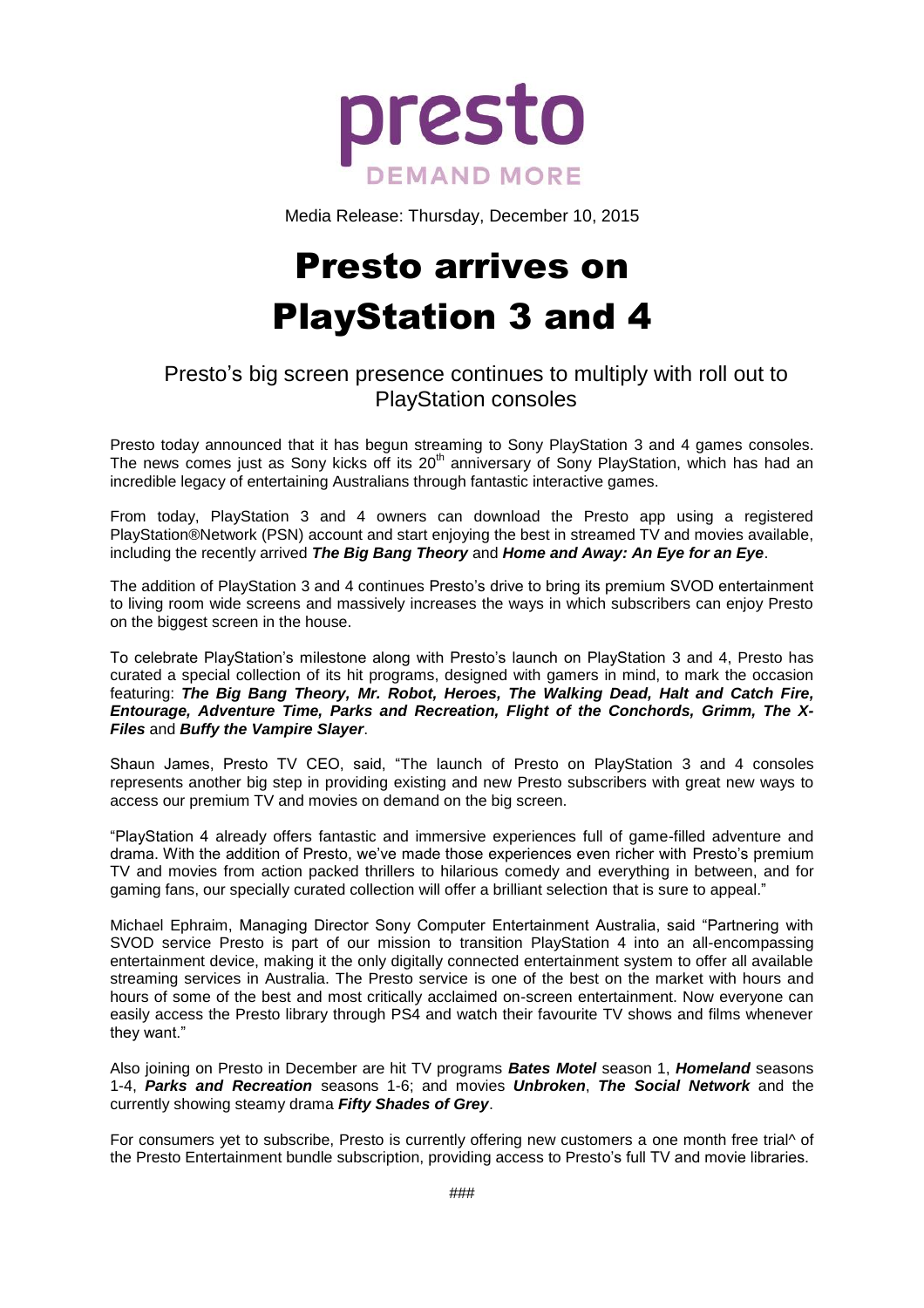presto

DEMAND MORE

Media Release: Thursday, December 10, 2015

# Presto arrives on PlayStation 3 and 4

## Presto's big screen presence continues to multiply with roll out to PlayStation consoles

Presto today announced that it has begun streaming to Sony PlayStation 3 and 4 games consoles. The news comes just as Sony kicks off its 20th anniversary of Sony PlayStation, which has had an incredible legacy of entertaining Australians through fantastic interactive games.

From today, PlayStation 3 and 4 owners can download the Presto app using a registered PlayStation®Network (PSN) account and start enjoying the best in streamed TV and movies available, including the recently arrived ***The Big Bang Theory*** and ***Home and Away: An Eye for an Eye***.

The addition of PlayStation 3 and 4 continues Presto's drive to bring its premium SVOD entertainment to living room wide screens and massively increases the ways in which subscribers can enjoy Presto on the biggest screen in the house.

To celebrate PlayStation's milestone along with Presto's launch on PlayStation 3 and 4, Presto has curated a special collection of its hit programs, designed with gamers in mind, to mark the occasion featuring: ***The Big Bang Theory, Mr. Robot, Heroes, The Walking Dead, Halt and Catch Fire, Entourage, Adventure Time, Parks and Recreation, Flight of the Conchords, Grimm, The X-Files*** and ***Buffy the Vampire Slayer***.

Shaun James, Presto TV CEO, said, "The launch of Presto on PlayStation 3 and 4 consoles represents another big step in providing existing and new Presto subscribers with great new ways to access our premium TV and movies on demand on the big screen.

"PlayStation 4 already offers fantastic and immersive experiences full of game-filled adventure and drama. With the addition of Presto, we've made those experiences even richer with Presto's premium TV and movies from action packed thrillers to hilarious comedy and everything in between, and for gaming fans, our specially curated collection will offer a brilliant selection that is sure to appeal."

Michael Ephraim, Managing Director Sony Computer Entertainment Australia, said "Partnering with SVOD service Presto is part of our mission to transition PlayStation 4 into an all-encompassing entertainment device, making it the only digitally connected entertainment system to offer all available streaming services in Australia. The Presto service is one of the best on the market with hours and hours of some of the best and most critically acclaimed on-screen entertainment. Now everyone can easily access the Presto library through PS4 and watch their favourite TV shows and films whenever they want."

Also joining on Presto in December are hit TV programs ***Bates Motel*** season 1, ***Homeland*** seasons 1-4, ***Parks and Recreation*** seasons 1-6; and movies ***Unbroken***, ***The Social Network*** and the currently showing steamy drama ***Fifty Shades of Grey***.

For consumers yet to subscribe, Presto is currently offering new customers a one month free trial^ of the Presto Entertainment bundle subscription, providing access to Presto's full TV and movie libraries.

###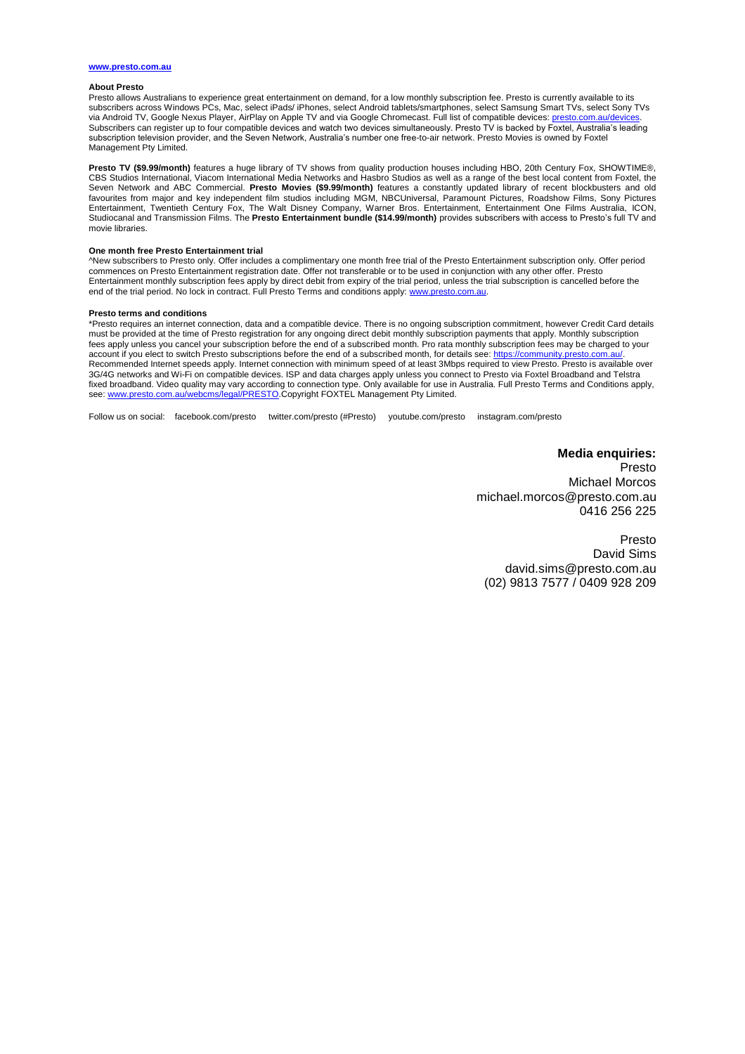**www.presto.com.au**

**About Presto**

Presto allows Australians to experience great entertainment on demand, for a low monthly subscription fee. Presto is currently available to its subscribers across Windows PCs, Mac, select iPads/ iPhones, select Android tablets/smartphones, select Samsung Smart TVs, select Sony TVs via Android TV, Google Nexus Player, AirPlay on Apple TV and via Google Chromecast. Full list of compatible devices: presto.com.au/devices. Subscribers can register up to four compatible devices and watch two devices simultaneously. Presto TV is backed by Foxtel, Australia's leading subscription television provider, and the Seven Network, Australia's number one free-to-air network. Presto Movies is owned by Foxtel Management Pty Limited.

**Presto TV ($9.99/month)** features a huge library of TV shows from quality production houses including HBO, 20th Century Fox, SHOWTIME®, CBS Studios International, Viacom International Media Networks and Hasbro Studios as well as a range of the best local content from Foxtel, the Seven Network and ABC Commercial. **Presto Movies ($9.99/month)** features a constantly updated library of recent blockbusters and old favourites from major and key independent film studios including MGM, NBCUniversal, Paramount Pictures, Roadshow Films, Sony Pictures Entertainment, Twentieth Century Fox, The Walt Disney Company, Warner Bros. Entertainment, Entertainment One Films Australia, ICON, Studiocanal and Transmission Films. The **Presto Entertainment bundle ($14.99/month)** provides subscribers with access to Presto's full TV and movie libraries.

**One month free Presto Entertainment trial**

^New subscribers to Presto only. Offer includes a complimentary one month free trial of the Presto Entertainment subscription only. Offer period commences on Presto Entertainment registration date. Offer not transferable or to be used in conjunction with any other offer. Presto Entertainment monthly subscription fees apply by direct debit from expiry of the trial period, unless the trial subscription is cancelled before the end of the trial period. No lock in contract. Full Presto Terms and conditions apply: www.presto.com.au.

**Presto terms and conditions**

*Presto requires an internet connection, data and a compatible device. There is no ongoing subscription commitment, however Credit Card details must be provided at the time of Presto registration for any ongoing direct debit monthly subscription payments that apply. Monthly subscription fees apply unless you cancel your subscription before the end of a subscribed month. Pro rata monthly subscription fees may be charged to your account if you elect to switch Presto subscriptions before the end of a subscribed month, for details see: https://community.presto.com.au/. Recommended Internet speeds apply. Internet connection with minimum speed of at least 3Mbps required to view Presto. Presto is available over 3G/4G networks and Wi-Fi on compatible devices. ISP and data charges apply unless you connect to Presto via Foxtel Broadband and Telstra fixed broadband. Video quality may vary according to connection type. Only available for use in Australia. Full Presto Terms and Conditions apply, see: www.presto.com.au/webcms/legal/PRESTO.Copyright FOXTEL Management Pty Limited.

Follow us on social: facebook.com/presto twitter.com/presto (#Presto) youtube.com/presto instagram.com/presto

**Media enquiries:**

Presto
Michael Morcos
michael.morcos@presto.com.au
0416 256 225

Presto
David Sims
david.sims@presto.com.au
(02) 9813 7577 / 0409 928 209